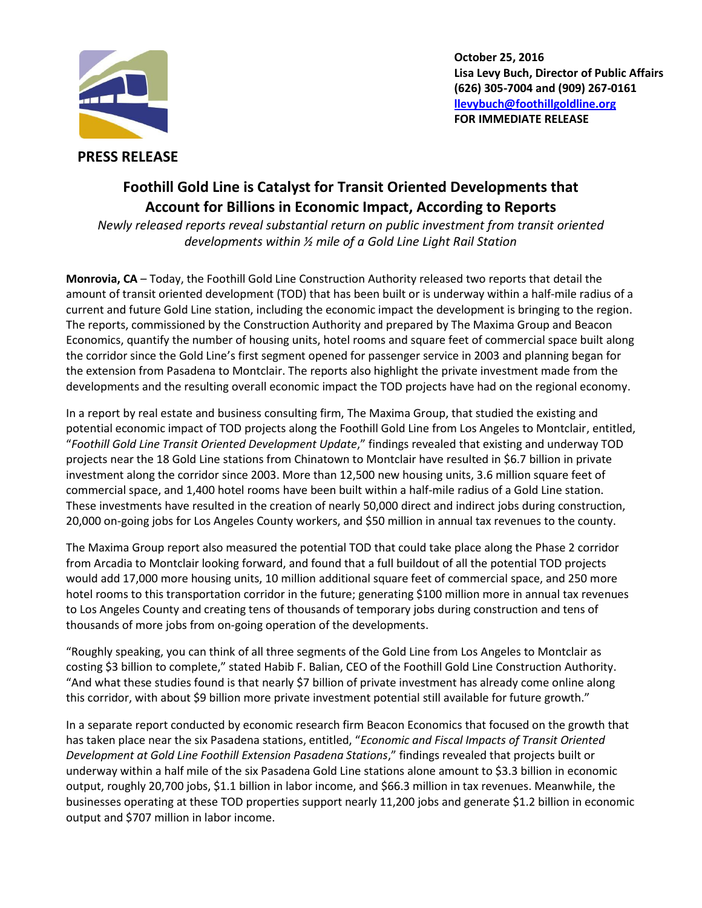**October 25, 2016**
**Lisa Levy Buch, Director of Public Affairs**
**(626) 305-7004 and (909) 267-0161**
**llevybuch@foothillgoldline.org**
**FOR IMMEDIATE RELEASE**

**PRESS RELEASE**

# Foothill Gold Line is Catalyst for Transit Oriented Developments that Account for Billions in Economic Impact, According to Reports

*Newly released reports reveal substantial return on public investment from transit oriented developments within ½ mile of a Gold Line Light Rail Station*

**Monrovia, CA** – Today, the Foothill Gold Line Construction Authority released two reports that detail the amount of transit oriented development (TOD) that has been built or is underway within a half-mile radius of a current and future Gold Line station, including the economic impact the development is bringing to the region. The reports, commissioned by the Construction Authority and prepared by The Maxima Group and Beacon Economics, quantify the number of housing units, hotel rooms and square feet of commercial space built along the corridor since the Gold Line's first segment opened for passenger service in 2003 and planning began for the extension from Pasadena to Montclair. The reports also highlight the private investment made from the developments and the resulting overall economic impact the TOD projects have had on the regional economy.

In a report by real estate and business consulting firm, The Maxima Group, that studied the existing and potential economic impact of TOD projects along the Foothill Gold Line from Los Angeles to Montclair, entitled, "*Foothill Gold Line Transit Oriented Development Update*," findings revealed that existing and underway TOD projects near the 18 Gold Line stations from Chinatown to Montclair have resulted in $6.7 billion in private investment along the corridor since 2003. More than 12,500 new housing units, 3.6 million square feet of commercial space, and 1,400 hotel rooms have been built within a half-mile radius of a Gold Line station. These investments have resulted in the creation of nearly 50,000 direct and indirect jobs during construction, 20,000 on-going jobs for Los Angeles County workers, and $50 million in annual tax revenues to the county.

The Maxima Group report also measured the potential TOD that could take place along the Phase 2 corridor from Arcadia to Montclair looking forward, and found that a full buildout of all the potential TOD projects would add 17,000 more housing units, 10 million additional square feet of commercial space, and 250 more hotel rooms to this transportation corridor in the future; generating $100 million more in annual tax revenues to Los Angeles County and creating tens of thousands of temporary jobs during construction and tens of thousands of more jobs from on-going operation of the developments.

"Roughly speaking, you can think of all three segments of the Gold Line from Los Angeles to Montclair as costing $3 billion to complete," stated Habib F. Balian, CEO of the Foothill Gold Line Construction Authority. "And what these studies found is that nearly $7 billion of private investment has already come online along this corridor, with about $9 billion more private investment potential still available for future growth."

In a separate report conducted by economic research firm Beacon Economics that focused on the growth that has taken place near the six Pasadena stations, entitled, "*Economic and Fiscal Impacts of Transit Oriented Development at Gold Line Foothill Extension Pasadena Stations*," findings revealed that projects built or underway within a half mile of the six Pasadena Gold Line stations alone amount to $3.3 billion in economic output, roughly 20,700 jobs, $1.1 billion in labor income, and $66.3 million in tax revenues. Meanwhile, the businesses operating at these TOD properties support nearly 11,200 jobs and generate $1.2 billion in economic output and $707 million in labor income.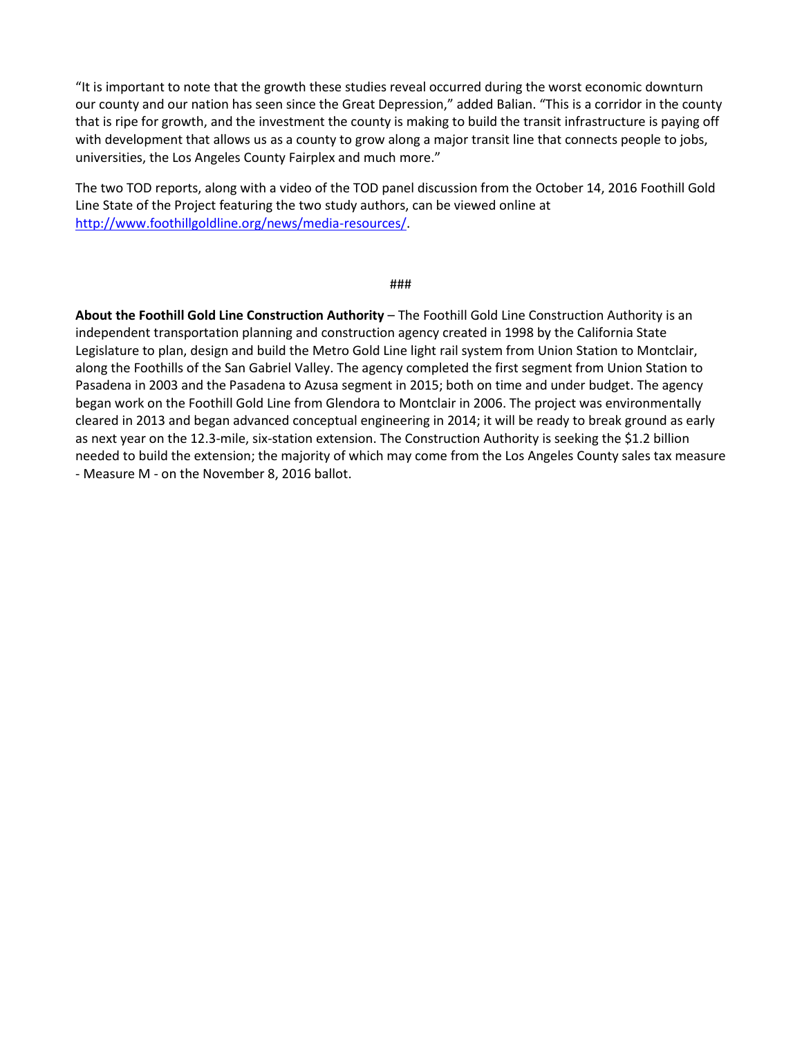"It is important to note that the growth these studies reveal occurred during the worst economic downturn our county and our nation has seen since the Great Depression," added Balian. "This is a corridor in the county that is ripe for growth, and the investment the county is making to build the transit infrastructure is paying off with development that allows us as a county to grow along a major transit line that connects people to jobs, universities, the Los Angeles County Fairplex and much more."

The two TOD reports, along with a video of the TOD panel discussion from the October 14, 2016 Foothill Gold Line State of the Project featuring the two study authors, can be viewed online at [http://www.foothillgoldline.org/news/media-resources/](http://www.foothillgoldline.org/news/media-resources/).

###

**About the Foothill Gold Line Construction Authority** – The Foothill Gold Line Construction Authority is an independent transportation planning and construction agency created in 1998 by the California State Legislature to plan, design and build the Metro Gold Line light rail system from Union Station to Montclair, along the Foothills of the San Gabriel Valley. The agency completed the first segment from Union Station to Pasadena in 2003 and the Pasadena to Azusa segment in 2015; both on time and under budget. The agency began work on the Foothill Gold Line from Glendora to Montclair in 2006. The project was environmentally cleared in 2013 and began advanced conceptual engineering in 2014; it will be ready to break ground as early as next year on the 12.3-mile, six-station extension. The Construction Authority is seeking the $1.2 billion needed to build the extension; the majority of which may come from the Los Angeles County sales tax measure - Measure M - on the November 8, 2016 ballot.